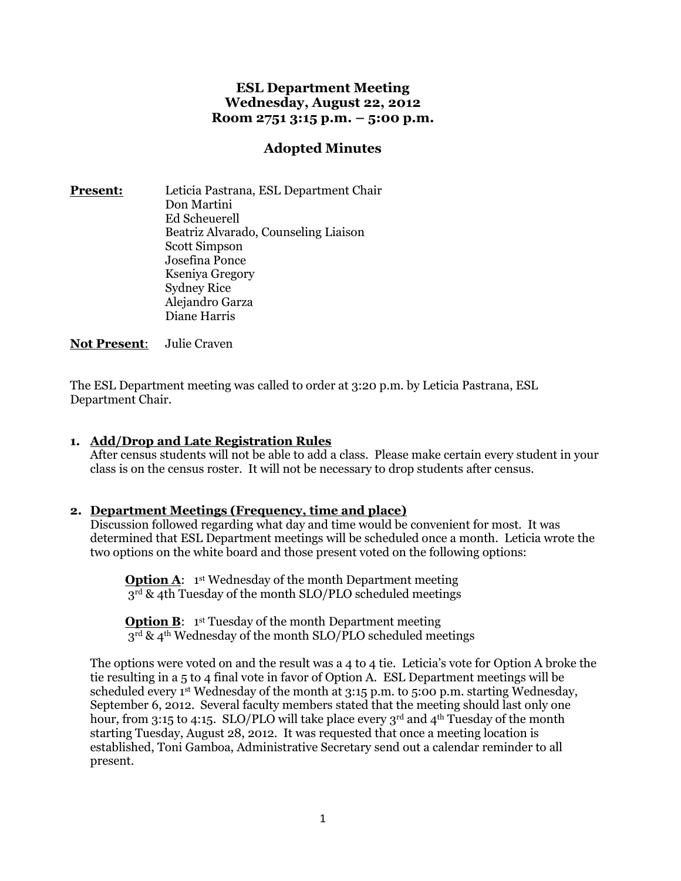# ESL Department Meeting
# Wednesday, August 22, 2012
# Room 2751 3:15 p.m. – 5:00 p.m.

## Adopted Minutes

**Present:** Leticia Pastrana, ESL Department Chair
Don Martini
Ed Scheuerell
Beatriz Alvarado, Counseling Liaison
Scott Simpson
Josefina Ponce
Kseniya Gregory
Sydney Rice
Alejandro Garza
Diane Harris

**Not Present**: Julie Craven

The ESL Department meeting was called to order at 3:20 p.m. by Leticia Pastrana, ESL Department Chair.

1. **Add/Drop and Late Registration Rules**
   After census students will not be able to add a class. Please make certain every student in your class is on the census roster. It will not be necessary to drop students after census.

2. **Department Meetings (Frequency, time and place)**
   Discussion followed regarding what day and time would be convenient for most. It was determined that ESL Department meetings will be scheduled once a month. Leticia wrote the two options on the white board and those present voted on the following options:

   **Option A**: 1st Wednesday of the month Department meeting
   3rd & 4th Tuesday of the month SLO/PLO scheduled meetings

   **Option B**: 1st Tuesday of the month Department meeting
   3rd & 4th Wednesday of the month SLO/PLO scheduled meetings

   The options were voted on and the result was a 4 to 4 tie. Leticia's vote for Option A broke the tie resulting in a 5 to 4 final vote in favor of Option A. ESL Department meetings will be scheduled every 1st Wednesday of the month at 3:15 p.m. to 5:00 p.m. starting Wednesday, September 6, 2012. Several faculty members stated that the meeting should last only one hour, from 3:15 to 4:15. SLO/PLO will take place every 3rd and 4th Tuesday of the month starting Tuesday, August 28, 2012. It was requested that once a meeting location is established, Toni Gamboa, Administrative Secretary send out a calendar reminder to all present.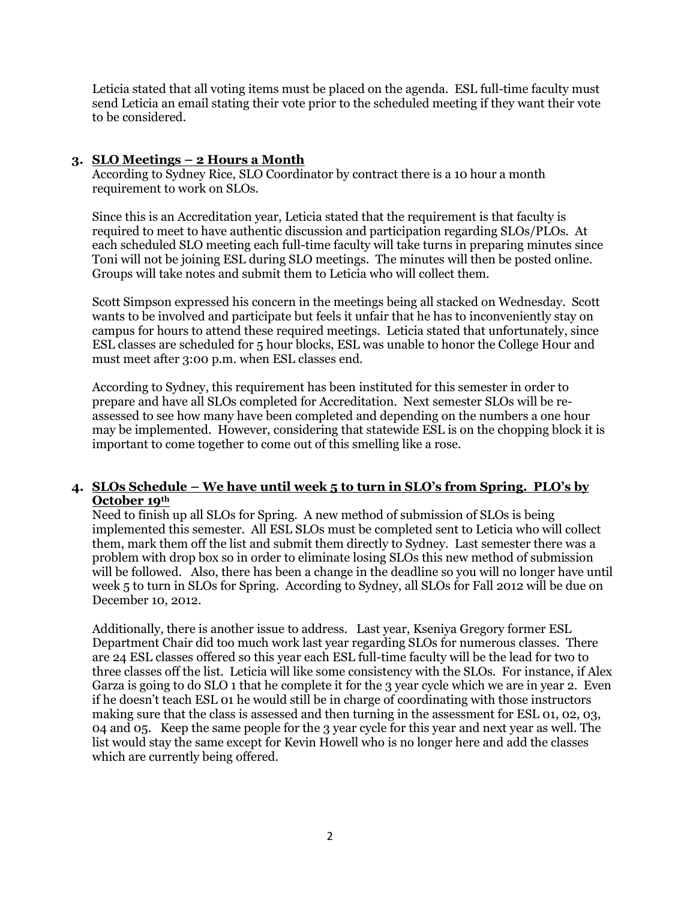Leticia stated that all voting items must be placed on the agenda. ESL full-time faculty must send Leticia an email stating their vote prior to the scheduled meeting if they want their vote to be considered.

3. **<u>SLO Meetings – 2 Hours a Month</u>**

According to Sydney Rice, SLO Coordinator by contract there is a 10 hour a month requirement to work on SLOs.

Since this is an Accreditation year, Leticia stated that the requirement is that faculty is required to meet to have authentic discussion and participation regarding SLOs/PLOs. At each scheduled SLO meeting each full-time faculty will take turns in preparing minutes since Toni will not be joining ESL during SLO meetings. The minutes will then be posted online. Groups will take notes and submit them to Leticia who will collect them.

Scott Simpson expressed his concern in the meetings being all stacked on Wednesday. Scott wants to be involved and participate but feels it unfair that he has to inconveniently stay on campus for hours to attend these required meetings. Leticia stated that unfortunately, since ESL classes are scheduled for 5 hour blocks, ESL was unable to honor the College Hour and must meet after 3:00 p.m. when ESL classes end.

According to Sydney, this requirement has been instituted for this semester in order to prepare and have all SLOs completed for Accreditation. Next semester SLOs will be re-assessed to see how many have been completed and depending on the numbers a one hour may be implemented. However, considering that statewide ESL is on the chopping block it is important to come together to come out of this smelling like a rose.

4. **<u>SLOs Schedule – We have until week 5 to turn in SLO's from Spring. PLO's by October 19th</u>**

Need to finish up all SLOs for Spring. A new method of submission of SLOs is being implemented this semester. All ESL SLOs must be completed sent to Leticia who will collect them, mark them off the list and submit them directly to Sydney. Last semester there was a problem with drop box so in order to eliminate losing SLOs this new method of submission will be followed. Also, there has been a change in the deadline so you will no longer have until week 5 to turn in SLOs for Spring. According to Sydney, all SLOs for Fall 2012 will be due on December 10, 2012.

Additionally, there is another issue to address. Last year, Kseniya Gregory former ESL Department Chair did too much work last year regarding SLOs for numerous classes. There are 24 ESL classes offered so this year each ESL full-time faculty will be the lead for two to three classes off the list. Leticia will like some consistency with the SLOs. For instance, if Alex Garza is going to do SLO 1 that he complete it for the 3 year cycle which we are in year 2. Even if he doesn't teach ESL 01 he would still be in charge of coordinating with those instructors making sure that the class is assessed and then turning in the assessment for ESL 01, 02, 03, 04 and 05. Keep the same people for the 3 year cycle for this year and next year as well. The list would stay the same except for Kevin Howell who is no longer here and add the classes which are currently being offered.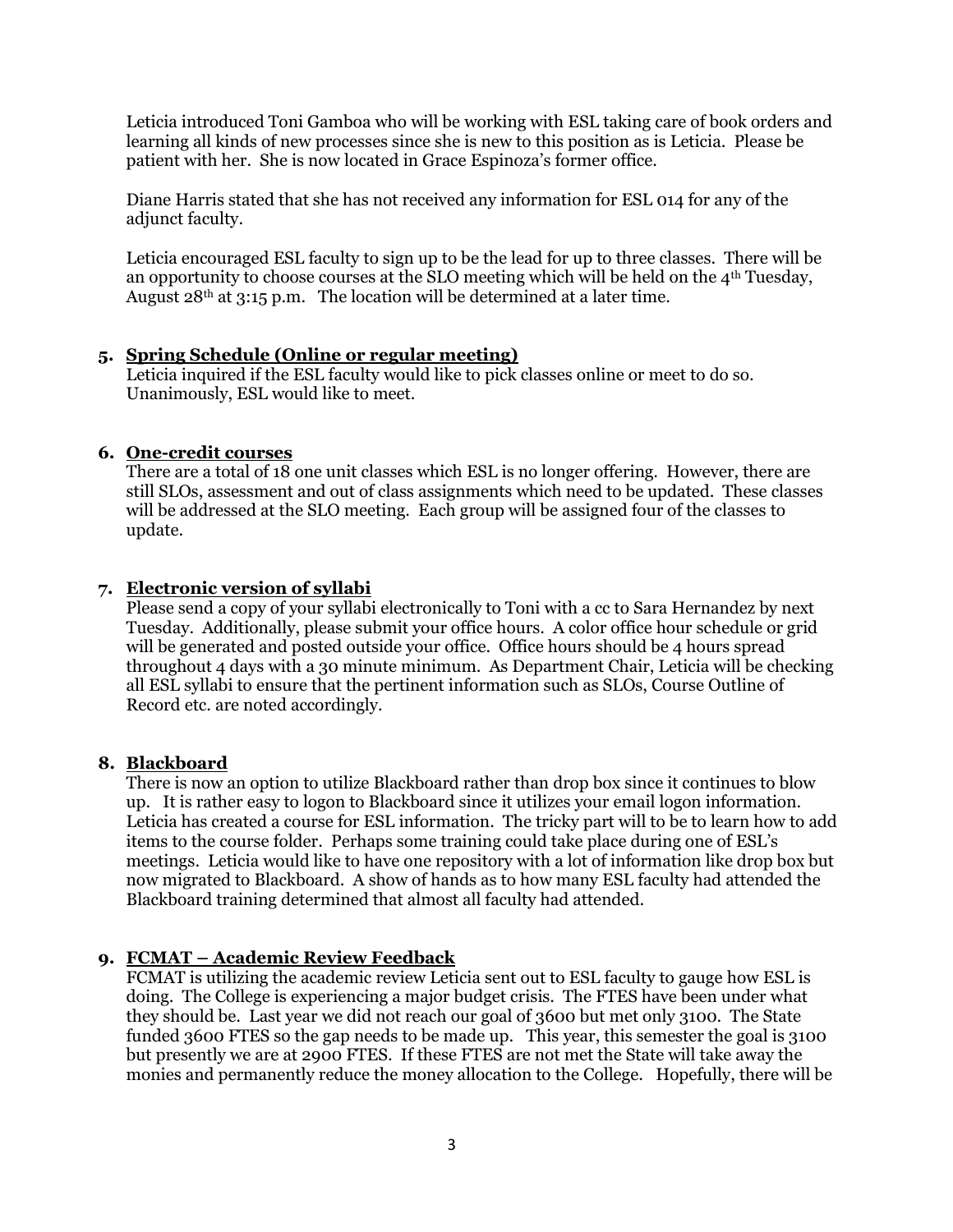Leticia introduced Toni Gamboa who will be working with ESL taking care of book orders and learning all kinds of new processes since she is new to this position as is Leticia. Please be patient with her. She is now located in Grace Espinoza's former office.

Diane Harris stated that she has not received any information for ESL 014 for any of the adjunct faculty.

Leticia encouraged ESL faculty to sign up to be the lead for up to three classes. There will be an opportunity to choose courses at the SLO meeting which will be held on the 4th Tuesday, August 28th at 3:15 p.m. The location will be determined at a later time.

5. **Spring Schedule (Online or regular meeting)**
   Leticia inquired if the ESL faculty would like to pick classes online or meet to do so. Unanimously, ESL would like to meet.

6. **One-credit courses**
   There are a total of 18 one unit classes which ESL is no longer offering. However, there are still SLOs, assessment and out of class assignments which need to be updated. These classes will be addressed at the SLO meeting. Each group will be assigned four of the classes to update.

7. **Electronic version of syllabi**
   Please send a copy of your syllabi electronically to Toni with a cc to Sara Hernandez by next Tuesday. Additionally, please submit your office hours. A color office hour schedule or grid will be generated and posted outside your office. Office hours should be 4 hours spread throughout 4 days with a 30 minute minimum. As Department Chair, Leticia will be checking all ESL syllabi to ensure that the pertinent information such as SLOs, Course Outline of Record etc. are noted accordingly.

8. **Blackboard**
   There is now an option to utilize Blackboard rather than drop box since it continues to blow up. It is rather easy to logon to Blackboard since it utilizes your email logon information. Leticia has created a course for ESL information. The tricky part will to be to learn how to add items to the course folder. Perhaps some training could take place during one of ESL's meetings. Leticia would like to have one repository with a lot of information like drop box but now migrated to Blackboard. A show of hands as to how many ESL faculty had attended the Blackboard training determined that almost all faculty had attended.

9. **FCMAT – Academic Review Feedback**
   FCMAT is utilizing the academic review Leticia sent out to ESL faculty to gauge how ESL is doing. The College is experiencing a major budget crisis. The FTES have been under what they should be. Last year we did not reach our goal of 3600 but met only 3100. The State funded 3600 FTES so the gap needs to be made up. This year, this semester the goal is 3100 but presently we are at 2900 FTES. If these FTES are not met the State will take away the monies and permanently reduce the money allocation to the College. Hopefully, there will be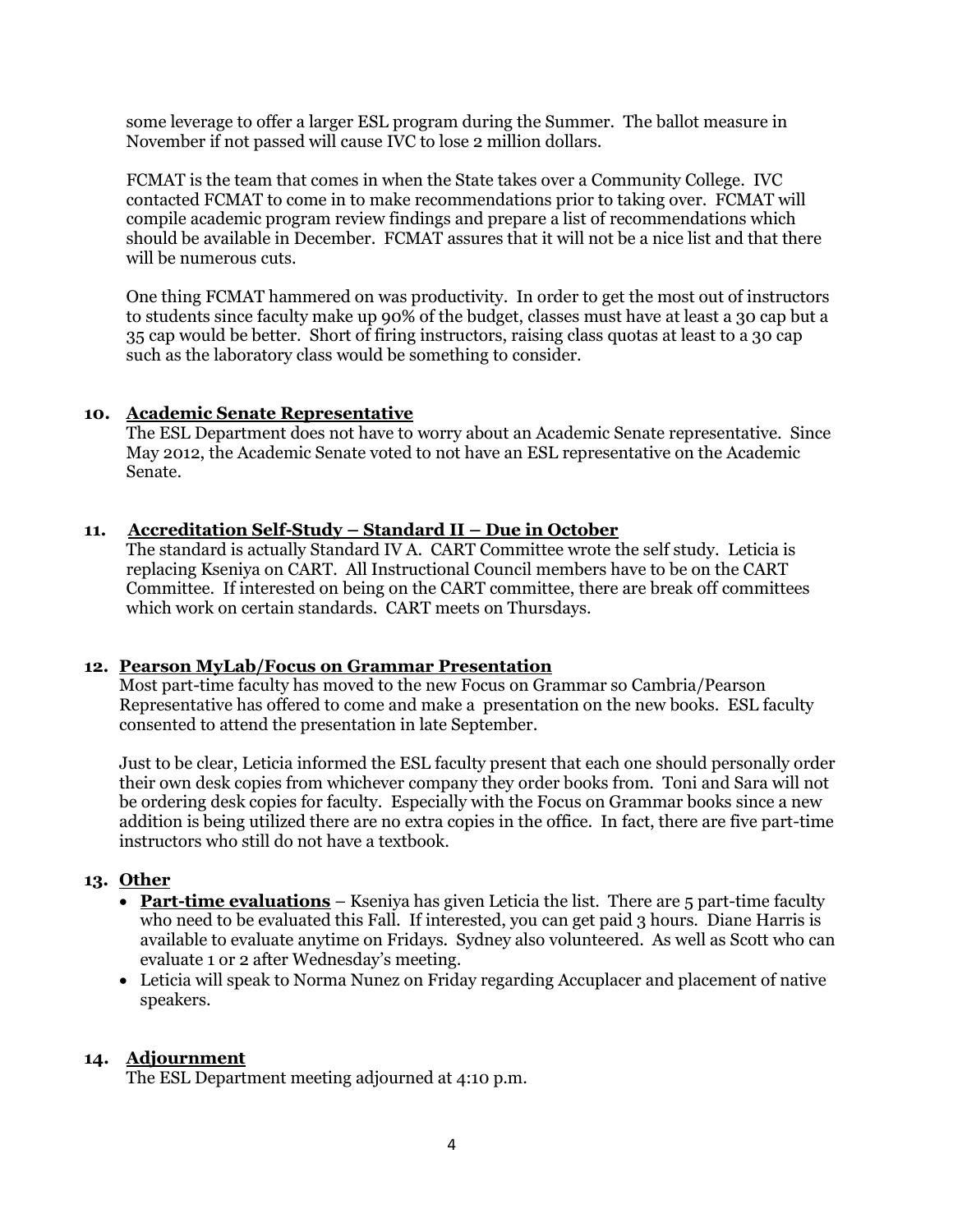some leverage to offer a larger ESL program during the Summer. The ballot measure in November if not passed will cause IVC to lose 2 million dollars.

FCMAT is the team that comes in when the State takes over a Community College. IVC contacted FCMAT to come in to make recommendations prior to taking over. FCMAT will compile academic program review findings and prepare a list of recommendations which should be available in December. FCMAT assures that it will not be a nice list and that there will be numerous cuts.

One thing FCMAT hammered on was productivity. In order to get the most out of instructors to students since faculty make up 90% of the budget, classes must have at least a 30 cap but a 35 cap would be better. Short of firing instructors, raising class quotas at least to a 30 cap such as the laboratory class would be something to consider.

**10. <u>Academic Senate Representative</u>**

The ESL Department does not have to worry about an Academic Senate representative. Since May 2012, the Academic Senate voted to not have an ESL representative on the Academic Senate.

**11. <u>Accreditation Self-Study – Standard II – Due in October</u>**

The standard is actually Standard IV A. CART Committee wrote the self study. Leticia is replacing Kseniya on CART. All Instructional Council members have to be on the CART Committee. If interested on being on the CART committee, there are break off committees which work on certain standards. CART meets on Thursdays.

**12. <u>Pearson MyLab/Focus on Grammar Presentation</u>**

Most part-time faculty has moved to the new Focus on Grammar so Cambria/Pearson Representative has offered to come and make a presentation on the new books. ESL faculty consented to attend the presentation in late September.

Just to be clear, Leticia informed the ESL faculty present that each one should personally order their own desk copies from whichever company they order books from. Toni and Sara will not be ordering desk copies for faculty. Especially with the Focus on Grammar books since a new addition is being utilized there are no extra copies in the office. In fact, there are five part-time instructors who still do not have a textbook.

**13. <u>Other</u>**

- **<u>Part-time evaluations</u>** – Kseniya has given Leticia the list. There are 5 part-time faculty who need to be evaluated this Fall. If interested, you can get paid 3 hours. Diane Harris is available to evaluate anytime on Fridays. Sydney also volunteered. As well as Scott who can evaluate 1 or 2 after Wednesday's meeting.
- Leticia will speak to Norma Nunez on Friday regarding Accuplacer and placement of native speakers.

**14. <u>Adjournment</u>**

The ESL Department meeting adjourned at 4:10 p.m.